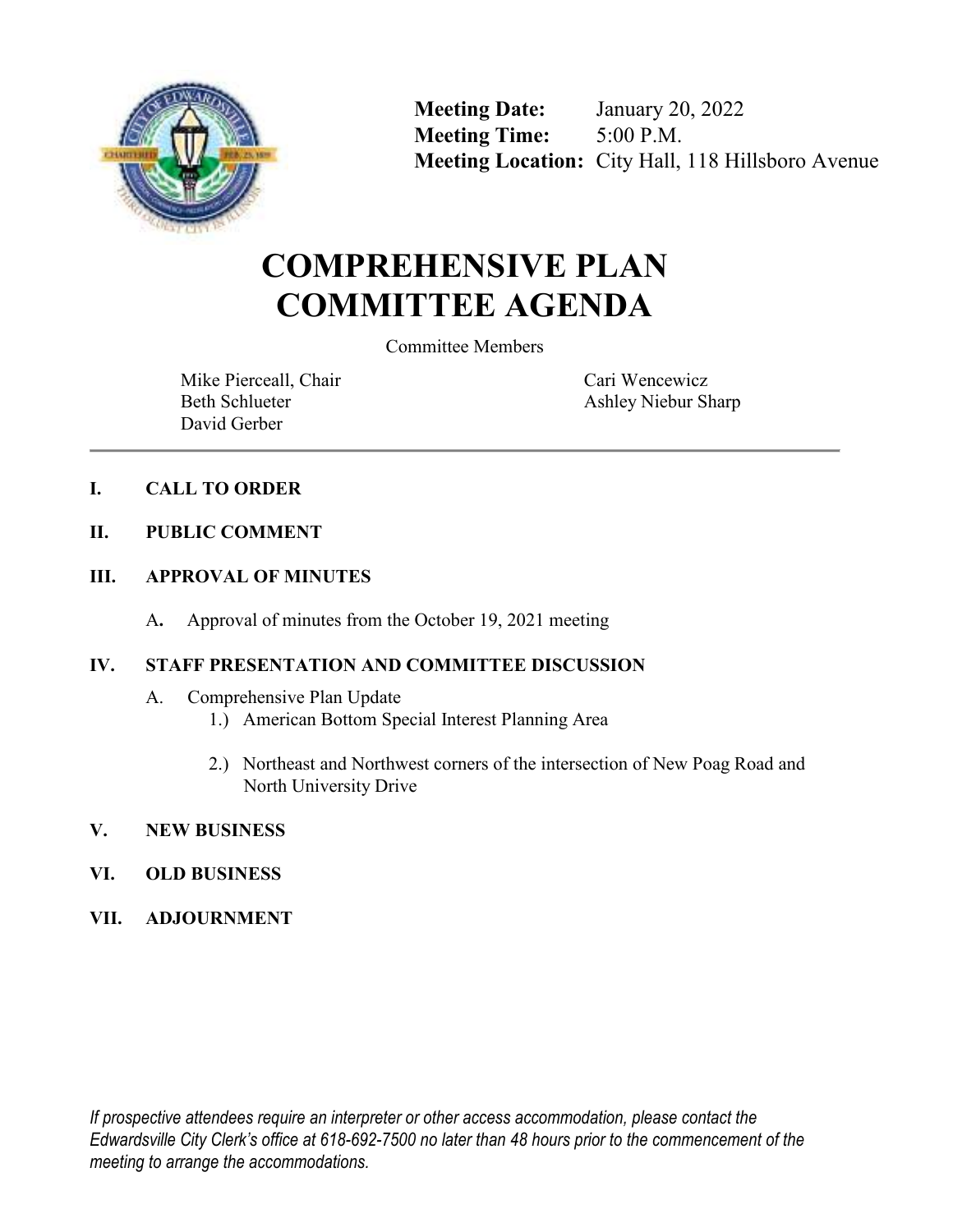**Meeting Date:** January 20, 2022
**Meeting Time:** 5:00 P.M.
**Meeting Location:** City Hall, 118 Hillsboro Avenue

# COMPREHENSIVE PLAN COMMITTEE AGENDA

Committee Members

Mike Pierceall, Chair
Beth Schlueter
David Gerber
Cari Wencewicz
Ashley Niebur Sharp

---

## I. CALL TO ORDER

## II. PUBLIC COMMENT

## III. APPROVAL OF MINUTES

A. Approval of minutes from the October 19, 2021 meeting

## IV. STAFF PRESENTATION AND COMMITTEE DISCUSSION

A. Comprehensive Plan Update

1.) American Bottom Special Interest Planning Area

2.) Northeast and Northwest corners of the intersection of New Poag Road and North University Drive

## V. NEW BUSINESS

## VI. OLD BUSINESS

## VII. ADJOURNMENT

*If prospective attendees require an interpreter or other access accommodation, please contact the Edwardsville City Clerk's office at 618-692-7500 no later than 48 hours prior to the commencement of the meeting to arrange the accommodations.*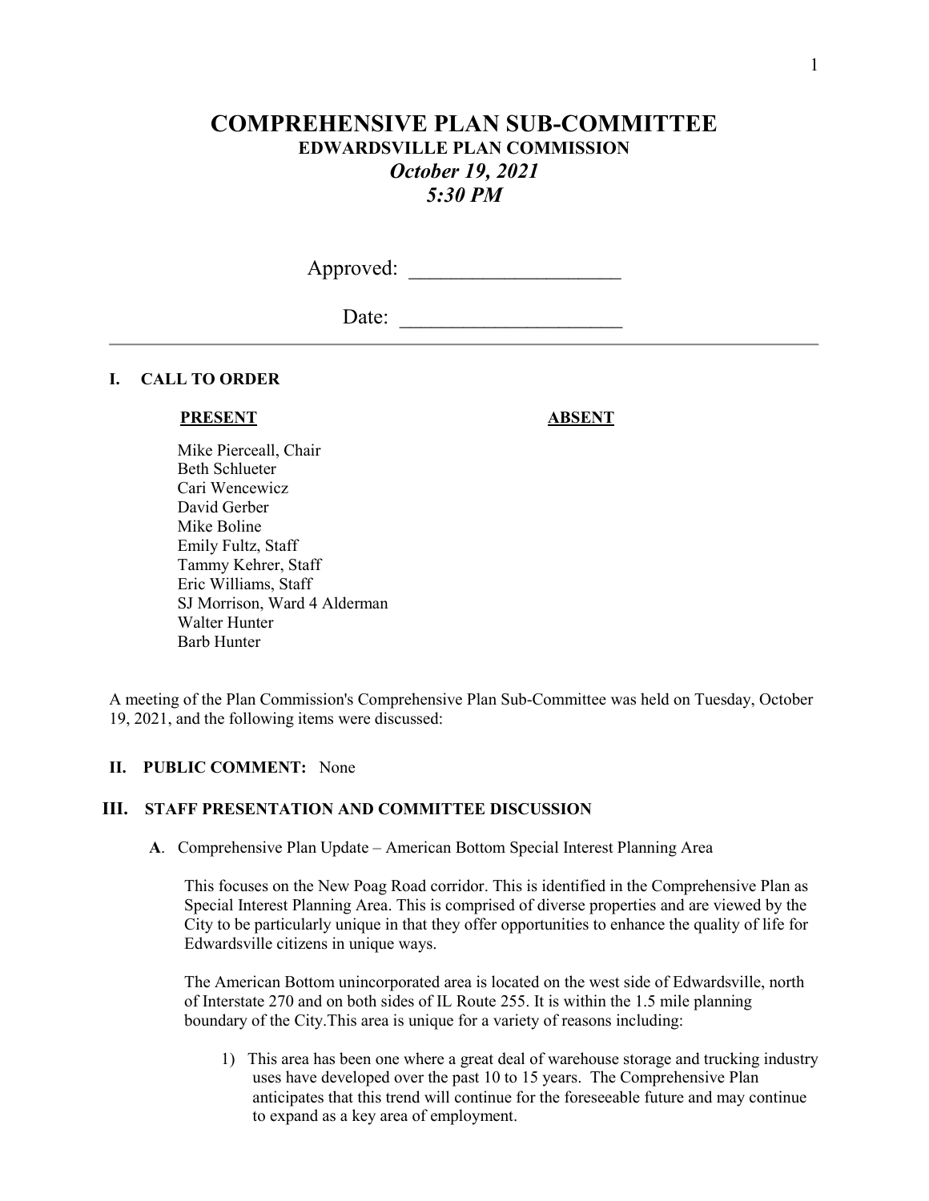# COMPREHENSIVE PLAN SUB-COMMITTEE

## EDWARDSVILLE PLAN COMMISSION

### *October 19, 2021*

### *5:30 PM*

Approved: ____________________

Date: _____________________

---

## I. CALL TO ORDER

| **PRESENT** | **ABSENT** |
|---|---|
| Mike Pierceall, Chair | |
| Beth Schlueter | |
| Cari Wencewicz | |
| David Gerber | |
| Mike Boline | |
| Emily Fultz, Staff | |
| Tammy Kehrer, Staff | |
| Eric Williams, Staff | |
| SJ Morrison, Ward 4 Alderman | |
| Walter Hunter | |
| Barb Hunter | |

A meeting of the Plan Commission's Comprehensive Plan Sub-Committee was held on Tuesday, October 19, 2021, and the following items were discussed:

## II. PUBLIC COMMENT: None

## III. STAFF PRESENTATION AND COMMITTEE DISCUSSION

**A**. Comprehensive Plan Update – American Bottom Special Interest Planning Area

This focuses on the New Poag Road corridor. This is identified in the Comprehensive Plan as Special Interest Planning Area. This is comprised of diverse properties and are viewed by the City to be particularly unique in that they offer opportunities to enhance the quality of life for Edwardsville citizens in unique ways.

The American Bottom unincorporated area is located on the west side of Edwardsville, north of Interstate 270 and on both sides of IL Route 255. It is within the 1.5 mile planning boundary of the City.This area is unique for a variety of reasons including:

1) This area has been one where a great deal of warehouse storage and trucking industry uses have developed over the past 10 to 15 years. The Comprehensive Plan anticipates that this trend will continue for the foreseeable future and may continue to expand as a key area of employment.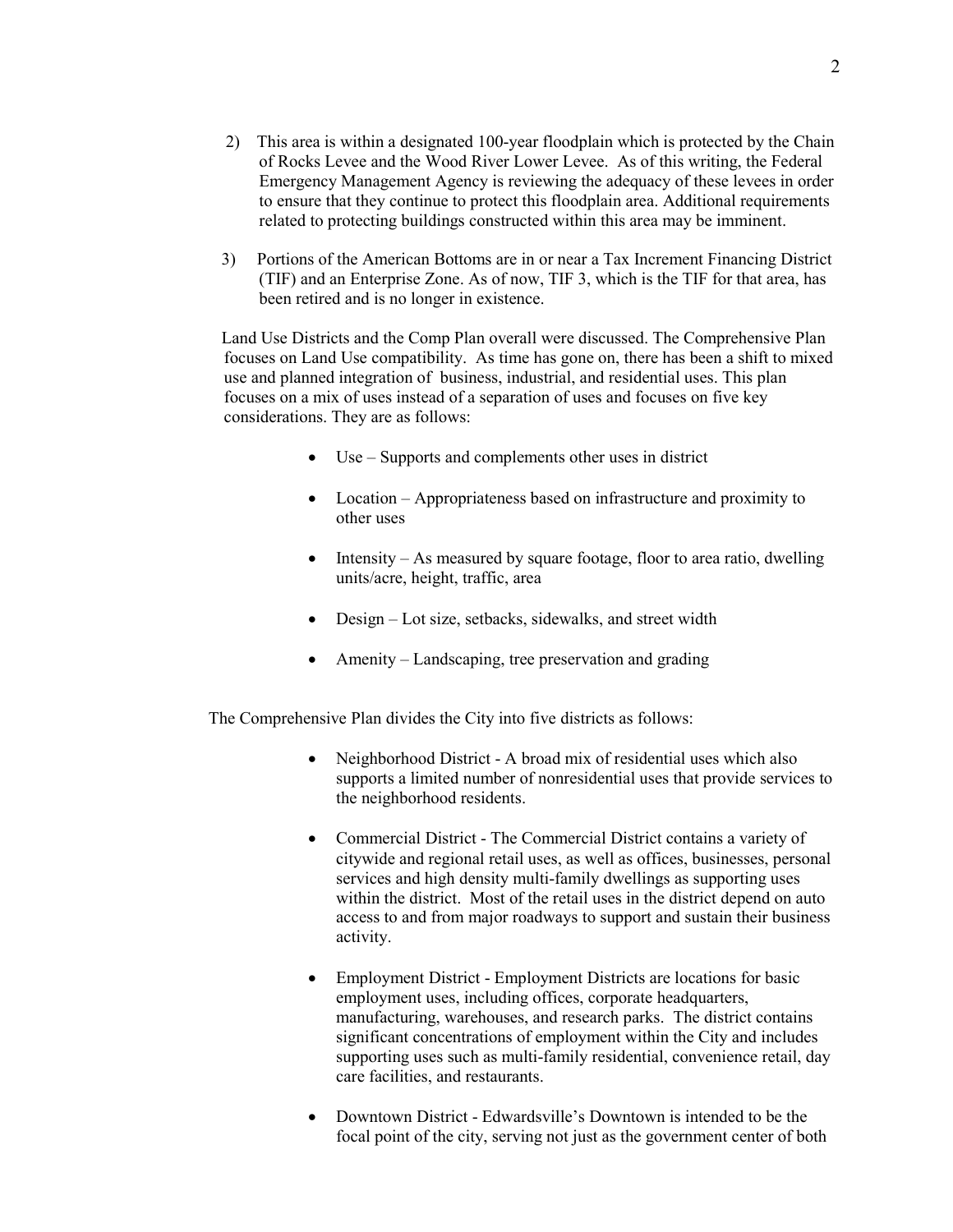2) This area is within a designated 100-year floodplain which is protected by the Chain of Rocks Levee and the Wood River Lower Levee. As of this writing, the Federal Emergency Management Agency is reviewing the adequacy of these levees in order to ensure that they continue to protect this floodplain area. Additional requirements related to protecting buildings constructed within this area may be imminent.

3) Portions of the American Bottoms are in or near a Tax Increment Financing District (TIF) and an Enterprise Zone. As of now, TIF 3, which is the TIF for that area, has been retired and is no longer in existence.

Land Use Districts and the Comp Plan overall were discussed. The Comprehensive Plan focuses on Land Use compatibility. As time has gone on, there has been a shift to mixed use and planned integration of business, industrial, and residential uses. This plan focuses on a mix of uses instead of a separation of uses and focuses on five key considerations. They are as follows:

- Use – Supports and complements other uses in district
- Location – Appropriateness based on infrastructure and proximity to other uses
- Intensity – As measured by square footage, floor to area ratio, dwelling units/acre, height, traffic, area
- Design – Lot size, setbacks, sidewalks, and street width
- Amenity – Landscaping, tree preservation and grading

The Comprehensive Plan divides the City into five districts as follows:

- Neighborhood District - A broad mix of residential uses which also supports a limited number of nonresidential uses that provide services to the neighborhood residents.
- Commercial District - The Commercial District contains a variety of citywide and regional retail uses, as well as offices, businesses, personal services and high density multi-family dwellings as supporting uses within the district. Most of the retail uses in the district depend on auto access to and from major roadways to support and sustain their business activity.
- Employment District - Employment Districts are locations for basic employment uses, including offices, corporate headquarters, manufacturing, warehouses, and research parks. The district contains significant concentrations of employment within the City and includes supporting uses such as multi-family residential, convenience retail, day care facilities, and restaurants.
- Downtown District - Edwardsville's Downtown is intended to be the focal point of the city, serving not just as the government center of both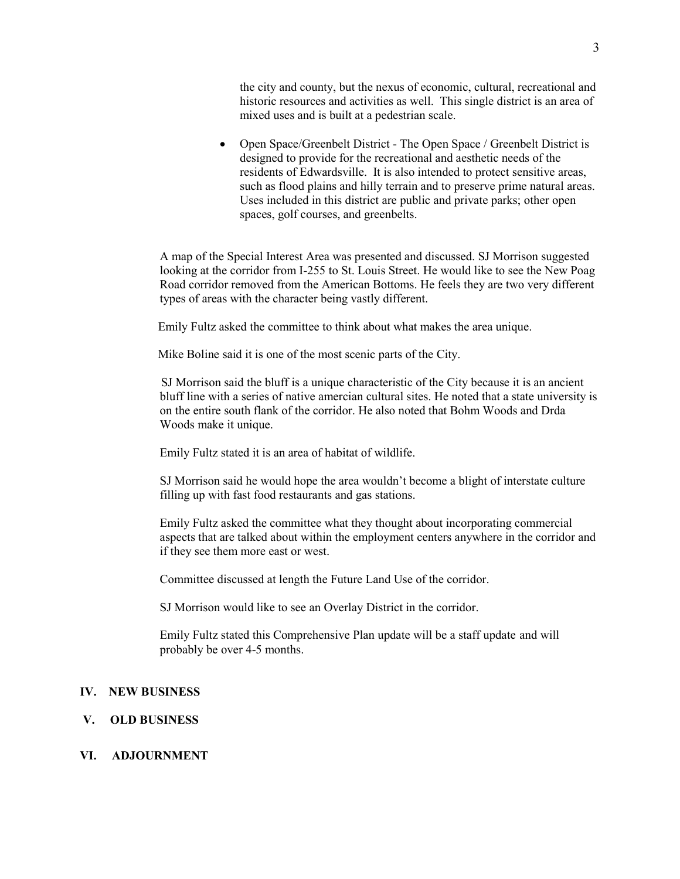the city and county, but the nexus of economic, cultural, recreational and historic resources and activities as well. This single district is an area of mixed uses and is built at a pedestrian scale.

- Open Space/Greenbelt District - The Open Space / Greenbelt District is designed to provide for the recreational and aesthetic needs of the residents of Edwardsville. It is also intended to protect sensitive areas, such as flood plains and hilly terrain and to preserve prime natural areas. Uses included in this district are public and private parks; other open spaces, golf courses, and greenbelts.

A map of the Special Interest Area was presented and discussed. SJ Morrison suggested looking at the corridor from I-255 to St. Louis Street. He would like to see the New Poag Road corridor removed from the American Bottoms. He feels they are two very different types of areas with the character being vastly different.

Emily Fultz asked the committee to think about what makes the area unique.

Mike Boline said it is one of the most scenic parts of the City.

SJ Morrison said the bluff is a unique characteristic of the City because it is an ancient bluff line with a series of native amercian cultural sites. He noted that a state university is on the entire south flank of the corridor. He also noted that Bohm Woods and Drda Woods make it unique.

Emily Fultz stated it is an area of habitat of wildlife.

SJ Morrison said he would hope the area wouldn't become a blight of interstate culture filling up with fast food restaurants and gas stations.

Emily Fultz asked the committee what they thought about incorporating commercial aspects that are talked about within the employment centers anywhere in the corridor and if they see them more east or west.

Committee discussed at length the Future Land Use of the corridor.

SJ Morrison would like to see an Overlay District in the corridor.

Emily Fultz stated this Comprehensive Plan update will be a staff update and will probably be over 4-5 months.

## IV. NEW BUSINESS

## V. OLD BUSINESS

## VI. ADJOURNMENT